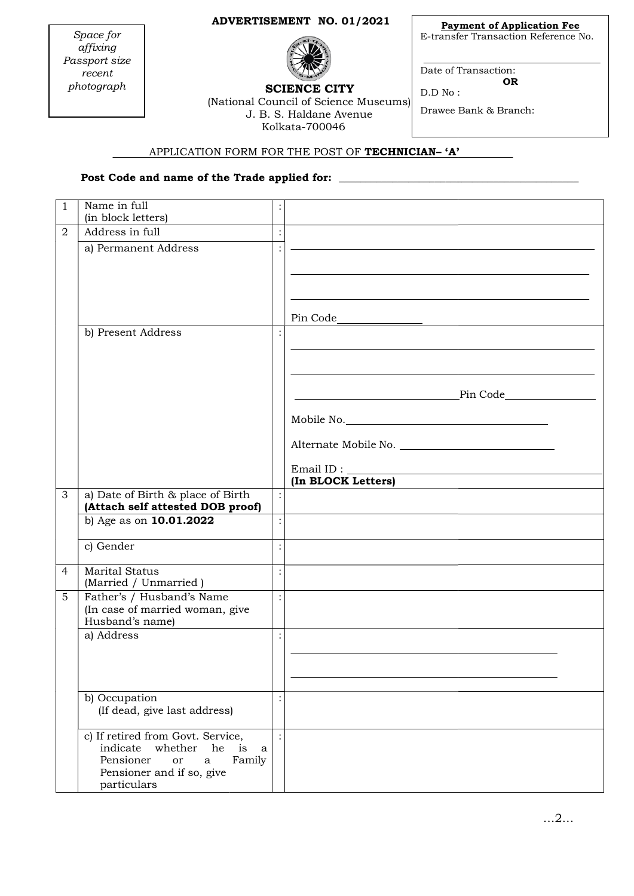Space for affixing Passport size recent photograph

**ADVERTISEMENT NO. 01/2021**

**Payment of Application Fee**
E-transfer Transaction Reference No.

____________________

Date of Transaction:
**OR**
D.D No :

Drawee Bank & Branch:

**SCIENCE CITY**
(National Council of Science Museums)
J. B. S. Haldane Avenue
Kolkata-700046

APPLICATION FORM FOR THE POST OF **TECHNICIAN– 'A'**

**Post Code and name of the Trade applied for:** ____________________

| | | | |
|---|---|---|---|
| 1 | Name in full (in block letters) | : | |
| 2 | Address in full | : | |
| | a) Permanent Address | : | ____________________ ____________________ ____________________ Pin Code__________ |
| | b) Present Address | : | ____________________ ____________________ ____________________Pin Code__________ Mobile No.__________ Alternate Mobile No. __________ Email ID : __________ **(In BLOCK Letters)** |
| 3 | a) Date of Birth & place of Birth **(Attach self attested DOB proof)** | : | |
| | b) Age as on **10.01.2022** | : | |
| | c) Gender | : | |
| 4 | Marital Status (Married / Unmarried ) | : | |
| 5 | Father's / Husband's Name (In case of married woman, give Husband's name) | : | |
| | a) Address | : | ____________________ ____________________ |
| | b) Occupation (If dead, give last address) | : | |
| | c) If retired from Govt. Service, indicate whether he is a Pensioner or a Family Pensioner and if so, give particulars | : | |

…2…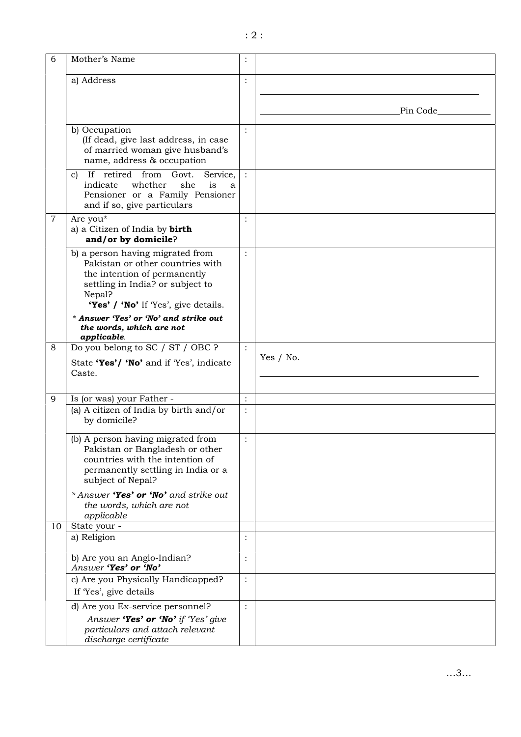| | | | |
|---|---|---|---|
| 6 | Mother's Name | : | |
| | a) Address | : | ______________________________ <br> ______________________________ Pin Code__________ |
| | b) Occupation (If dead, give last address, in case of married woman give husband's name, address & occupation | : | |
| | c) If retired from Govt. Service, indicate whether she is a Pensioner or a Family Pensioner and if so, give particulars | : | |
| 7 | Are you* <br> a) a Citizen of India by **birth and/or by domicile**? | : | |
| | b) a person having migrated from Pakistan or other countries with the intention of permanently settling in India? or subject to Nepal? <br> **'Yes' / 'No'** If 'Yes', give details. <br> ***\* Answer 'Yes' or 'No' and strike out the words, which are not applicable**.* | : | |
| 8 | Do you belong to SC / ST / OBC ? <br> State **'Yes'/ 'No'** and if 'Yes', indicate Caste. | : | Yes / No. <br> ______________________________ |
| 9 | Is (or was) your Father - | : | |
| | (a) A citizen of India by birth and/or by domicile? | : | |
| | (b) A person having migrated from Pakistan or Bangladesh or other countries with the intention of permanently settling in India or a subject of Nepal? <br> *\* Answer **'Yes' or 'No'** and strike out the words, which are not applicable* | : | |
| 10 | State your - | | |
| | a) Religion | : | |
| | b) Are you an Anglo-Indian? <br> *Answer **'Yes' or 'No'*** | : | |
| | c) Are you Physically Handicapped? <br> If 'Yes', give details | : | |
| | d) Are you Ex-service personnel? <br> *Answer **'Yes' or 'No'** if 'Yes' give particulars and attach relevant discharge certificate* | : | |

…3…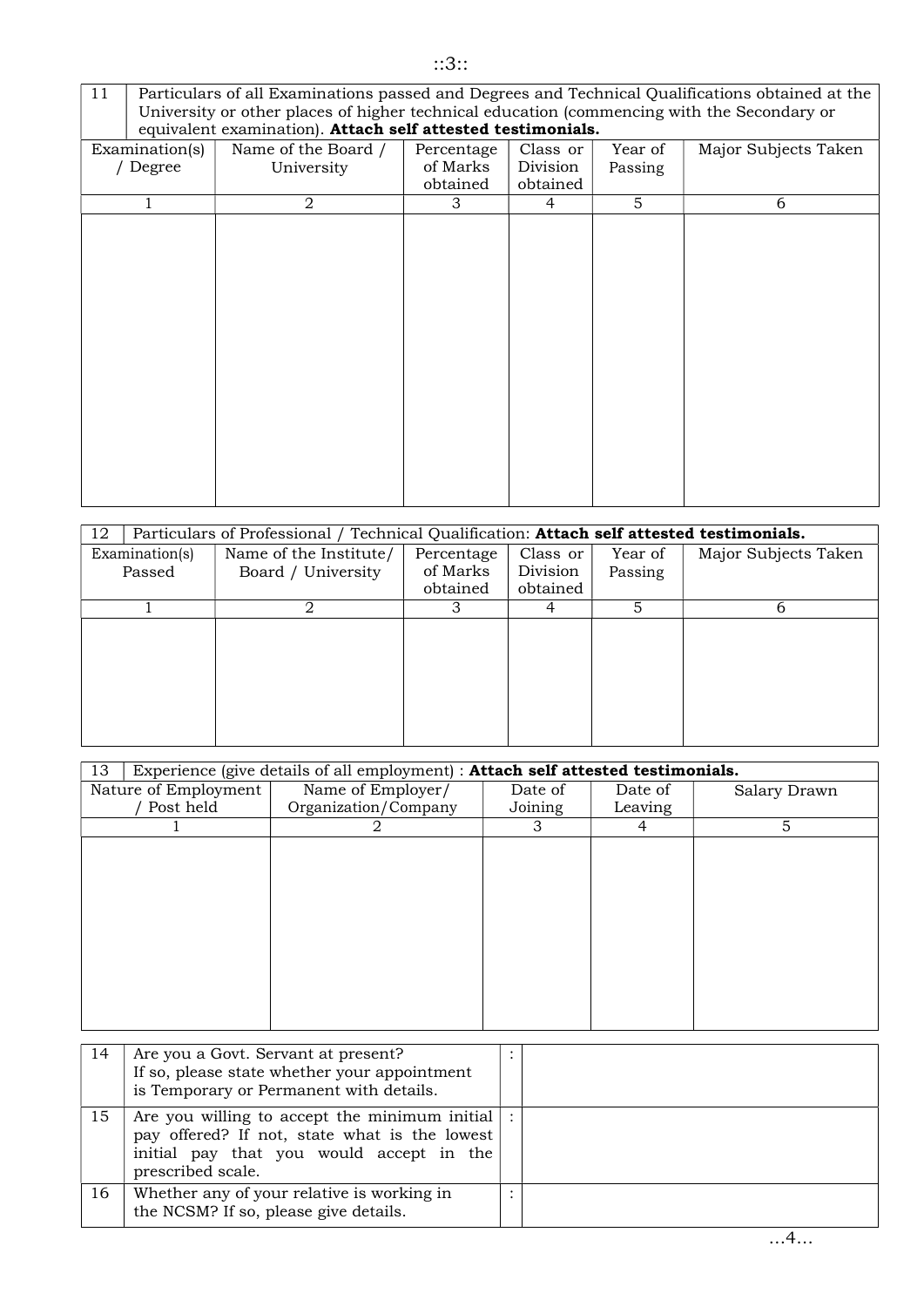| 11 | Particulars of all Examinations passed and Degrees and Technical Qualifications obtained at the University or other places of higher technical education (commencing with the Secondary or equivalent examination). **Attach self attested testimonials.** | | | | |
|---|---|---|---|---|---|
| Examination(s) / Degree | Name of the Board / University | Percentage of Marks obtained | Class or Division obtained | Year of Passing | Major Subjects Taken |
| 1 | 2 | 3 | 4 | 5 | 6 |
| | | | | | |

| 12 | Particulars of Professional / Technical Qualification: **Attach self attested testimonials.** | | | | |
|---|---|---|---|---|---|
| Examination(s) Passed | Name of the Institute/ Board / University | Percentage of Marks obtained | Class or Division obtained | Year of Passing | Major Subjects Taken |
| 1 | 2 | 3 | 4 | 5 | 6 |
| | | | | | |

| 13 | Experience (give details of all employment) : **Attach self attested testimonials.** | | | |
|---|---|---|---|---|
| Nature of Employment / Post held | Name of Employer/ Organization/Company | Date of Joining | Date of Leaving | Salary Drawn |
| 1 | 2 | 3 | 4 | 5 |
| | | | | |

| | | | |
|---|---|---|---|
| 14 | Are you a Govt. Servant at present? If so, please state whether your appointment is Temporary or Permanent with details. | : | |
| 15 | Are you willing to accept the minimum initial pay offered? If not, state what is the lowest initial pay that you would accept in the prescribed scale. | : | |
| 16 | Whether any of your relative is working in the NCSM? If so, please give details. | : | |

…4…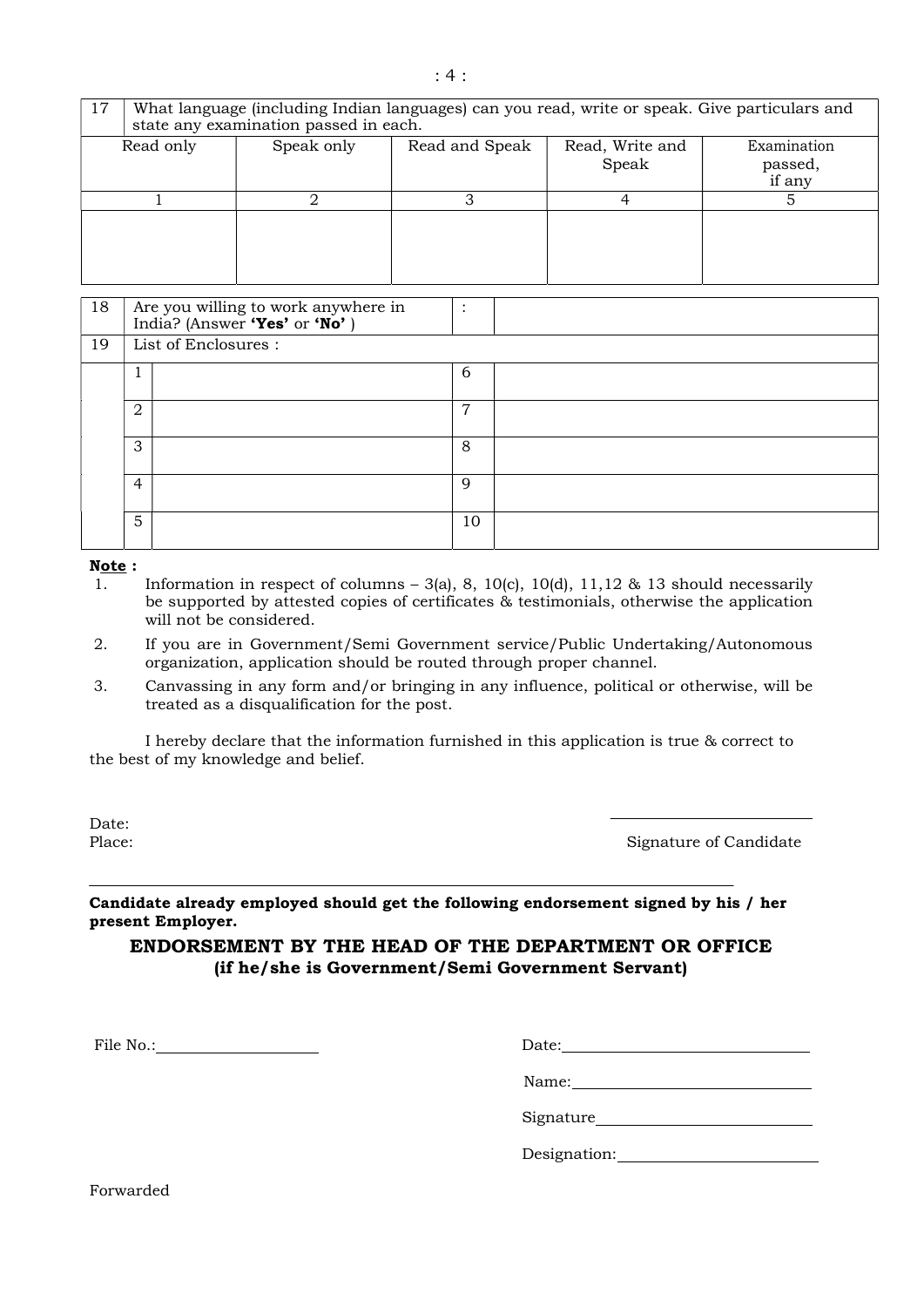| 17 | What language (including Indian languages) can you read, write or speak. Give particulars and state any examination passed in each. | | | |
|---|---|---|---|---|
| Read only | Speak only | Read and Speak | Read, Write and Speak | Examination passed, if any |
| 1 | 2 | 3 | 4 | 5 |
| | | | | |

| | | | |
|---|---|---|---|
| 18 | Are you willing to work anywhere in India? (Answer **'Yes'** or **'No'** ) | : | |
| 19 | List of Enclosures : | | |
| 1 | | 6 | |
| 2 | | 7 | |
| 3 | | 8 | |
| 4 | | 9 | |
| 5 | | 10 | |

**Note :**

1. Information in respect of columns – 3(a), 8, 10(c), 10(d), 11,12 & 13 should necessarily be supported by attested copies of certificates & testimonials, otherwise the application will not be considered.
2. If you are in Government/Semi Government service/Public Undertaking/Autonomous organization, application should be routed through proper channel.
3. Canvassing in any form and/or bringing in any influence, political or otherwise, will be treated as a disqualification for the post.

I hereby declare that the information furnished in this application is true & correct to the best of my knowledge and belief.

Date:

Place:

Signature of Candidate

---

**Candidate already employed should get the following endorsement signed by his / her present Employer.**

## ENDORSEMENT BY THE HEAD OF THE DEPARTMENT OR OFFICE
### (if he/she is Government/Semi Government Servant)

File No.:____________________

Date:____________________

Name:____________________

Signature____________________

Designation:____________________

Forwarded